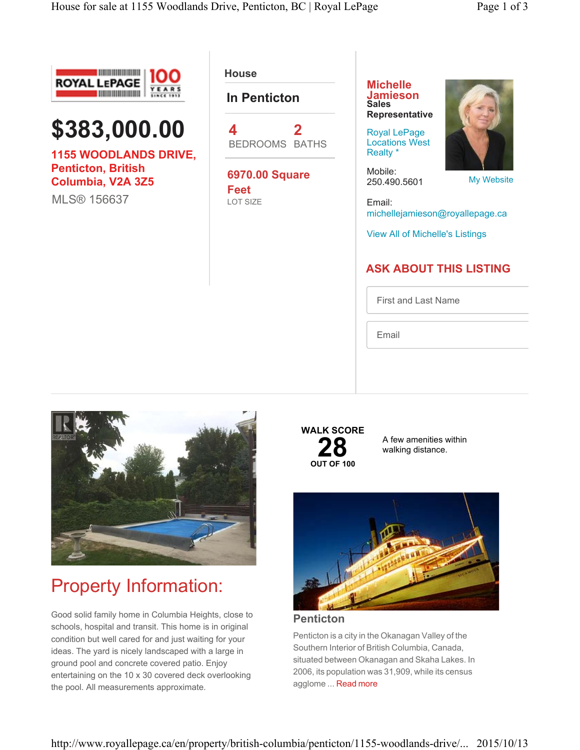# $383,000.00

**1155 WOODLANDS DRIVE, Penticton, British Columbia, V2A 3Z5**

MLS® 156637

**House**

## In Penticton

**4** BEDROOMS

**2** BATHS

**6970.00 Square Feet**
LOT SIZE

**Michelle Jamieson**
**Sales Representative**

Royal LePage Locations West Realty *

Mobile:
250.490.5601

My Website

Email:
michellejamieson@royallepage.ca

View All of Michelle's Listings

## ASK ABOUT THIS LISTING

First and Last Name

Email

# Property Information:

Good solid family home in Columbia Heights, close to schools, hospital and transit. This home is in original condition but well cared for and just waiting for your ideas. The yard is nicely landscaped with a large in ground pool and concrete covered patio. Enjoy entertaining on the 10 x 30 covered deck overlooking the pool. All measurements approximate.

**WALK SCORE**
**28**
**OUT OF 100**

A few amenities within walking distance.

## Penticton

Penticton is a city in the Okanagan Valley of the Southern Interior of British Columbia, Canada, situated between Okanagan and Skaha Lakes. In 2006, its population was 31,909, while its census agglome ... Read more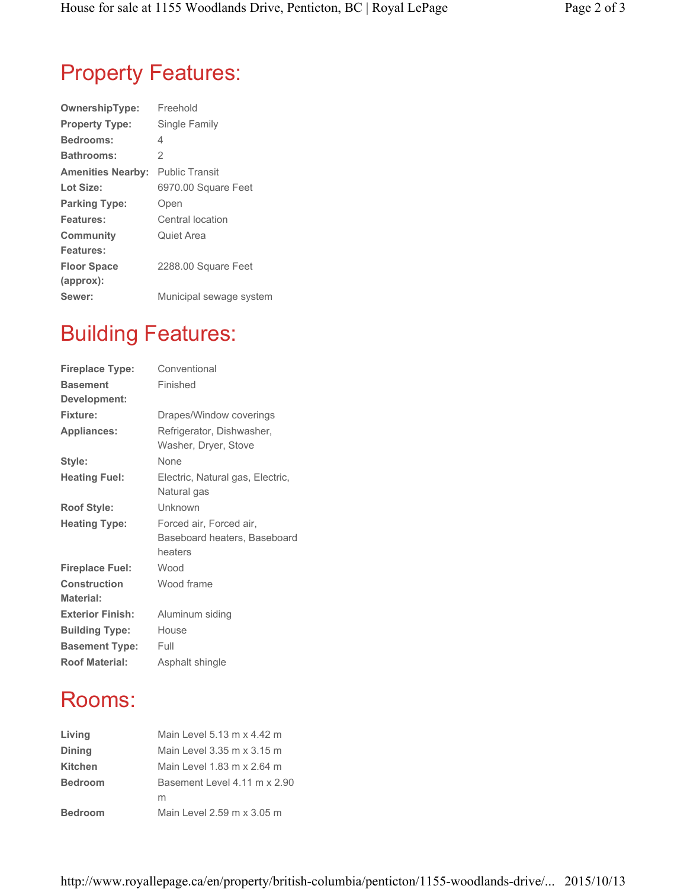# Property Features:

| | |
|---|---|
| **OwnershipType:** | Freehold |
| **Property Type:** | Single Family |
| **Bedrooms:** | 4 |
| **Bathrooms:** | 2 |
| **Amenities Nearby:** | Public Transit |
| **Lot Size:** | 6970.00 Square Feet |
| **Parking Type:** | Open |
| **Features:** | Central location |
| **Community Features:** | Quiet Area |
| **Floor Space (approx):** | 2288.00 Square Feet |
| **Sewer:** | Municipal sewage system |

# Building Features:

| | |
|---|---|
| **Fireplace Type:** | Conventional |
| **Basement Development:** | Finished |
| **Fixture:** | Drapes/Window coverings |
| **Appliances:** | Refrigerator, Dishwasher, Washer, Dryer, Stove |
| **Style:** | None |
| **Heating Fuel:** | Electric, Natural gas, Electric, Natural gas |
| **Roof Style:** | Unknown |
| **Heating Type:** | Forced air, Forced air, Baseboard heaters, Baseboard heaters |
| **Fireplace Fuel:** | Wood |
| **Construction Material:** | Wood frame |
| **Exterior Finish:** | Aluminum siding |
| **Building Type:** | House |
| **Basement Type:** | Full |
| **Roof Material:** | Asphalt shingle |

# Rooms:

| | |
|---|---|
| **Living** | Main Level 5.13 m x 4.42 m |
| **Dining** | Main Level 3.35 m x 3.15 m |
| **Kitchen** | Main Level 1.83 m x 2.64 m |
| **Bedroom** | Basement Level 4.11 m x 2.90 m |
| **Bedroom** | Main Level 2.59 m x 3.05 m |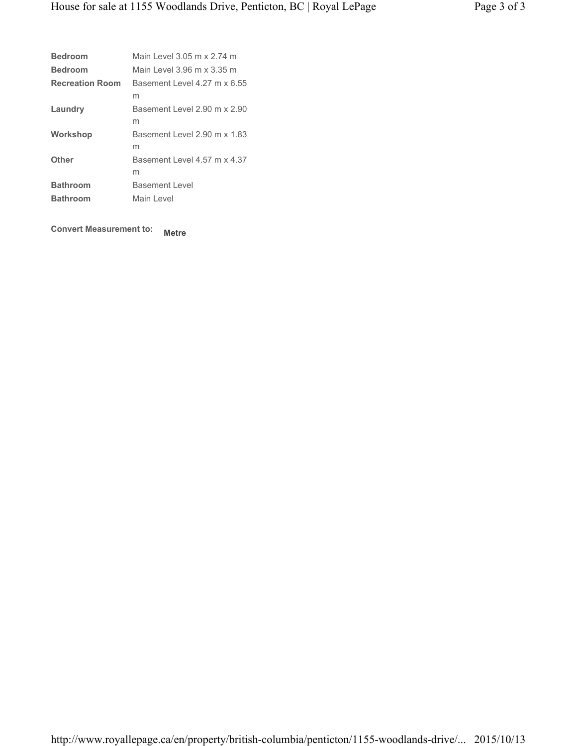| | |
|---|---|
| **Bedroom** | Main Level 3.05 m x 2.74 m |
| **Bedroom** | Main Level 3.96 m x 3.35 m |
| **Recreation Room** | Basement Level 4.27 m x 6.55 m |
| **Laundry** | Basement Level 2.90 m x 2.90 m |
| **Workshop** | Basement Level 2.90 m x 1.83 m |
| **Other** | Basement Level 4.57 m x 4.37 m |
| **Bathroom** | Basement Level |
| **Bathroom** | Main Level |

**Convert Measurement to:** **Metre**